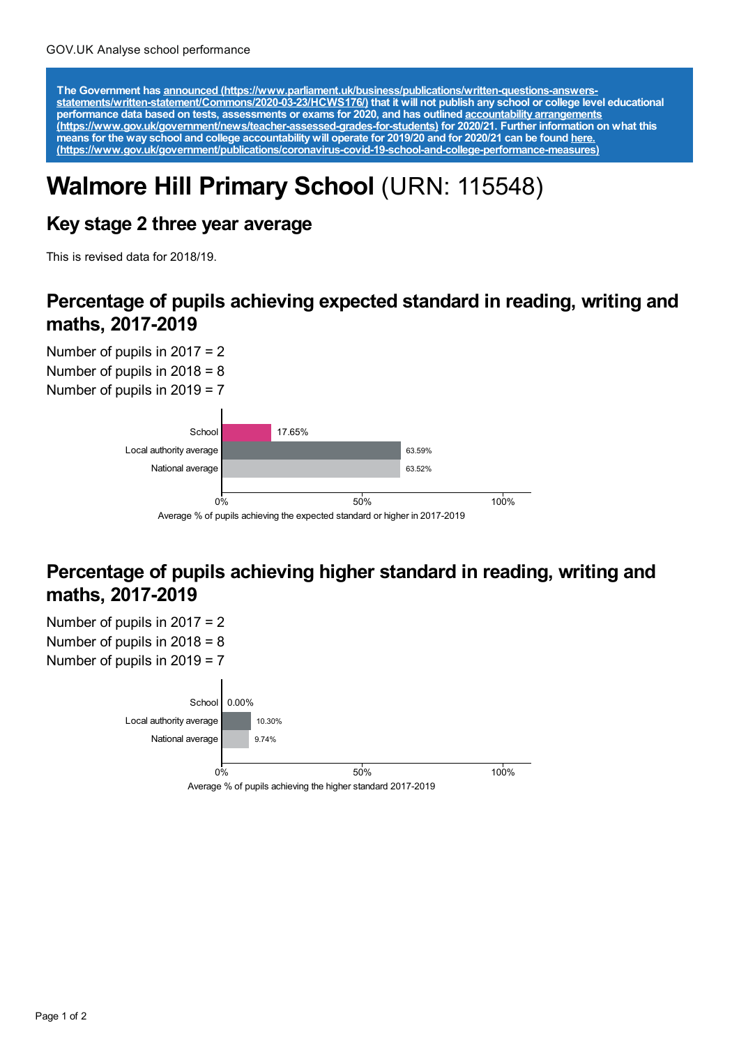GOV.UK Analyse school performance

**The Government has [announced (https://www.parliament.uk/business/publications/written-questions-answers-statements/written-statement/Commons/2020-03-23/HCWS176/)](https://www.parliament.uk/business/publications/written-questions-answers-statements/written-statement/Commons/2020-03-23/HCWS176/) that it will not publish any school or college level educational performance data based on tests, assessments or exams for 2020, and has outlined [accountability arrangements (https://www.gov.uk/government/news/teacher-assessed-grades-for-students)](https://www.gov.uk/government/news/teacher-assessed-grades-for-students) for 2020/21. Further information on what this means for the way school and college accountability will operate for 2019/20 and for 2020/21 can be found [here. (https://www.gov.uk/government/publications/coronavirus-covid-19-school-and-college-performance-measures)](https://www.gov.uk/government/publications/coronavirus-covid-19-school-and-college-performance-measures)**

# **Walmore Hill Primary School** (URN: 115548)

## Key stage 2 three year average

This is revised data for 2018/19.

## Percentage of pupils achieving expected standard in reading, writing and maths, 2017-2019

Number of pupils in 2017 = 2
Number of pupils in 2018 = 8
Number of pupils in 2019 = 7

| | Average % of pupils achieving the expected standard or higher in 2017-2019 |
|---|---|
| School | 17.65% |
| Local authority average | 63.59% |
| National average | 63.52% |

## Percentage of pupils achieving higher standard in reading, writing and maths, 2017-2019

Number of pupils in 2017 = 2
Number of pupils in 2018 = 8
Number of pupils in 2019 = 7

| | Average % of pupils achieving the higher standard 2017-2019 |
|---|---|
| School | 0.00% |
| Local authority average | 10.30% |
| National average | 9.74% |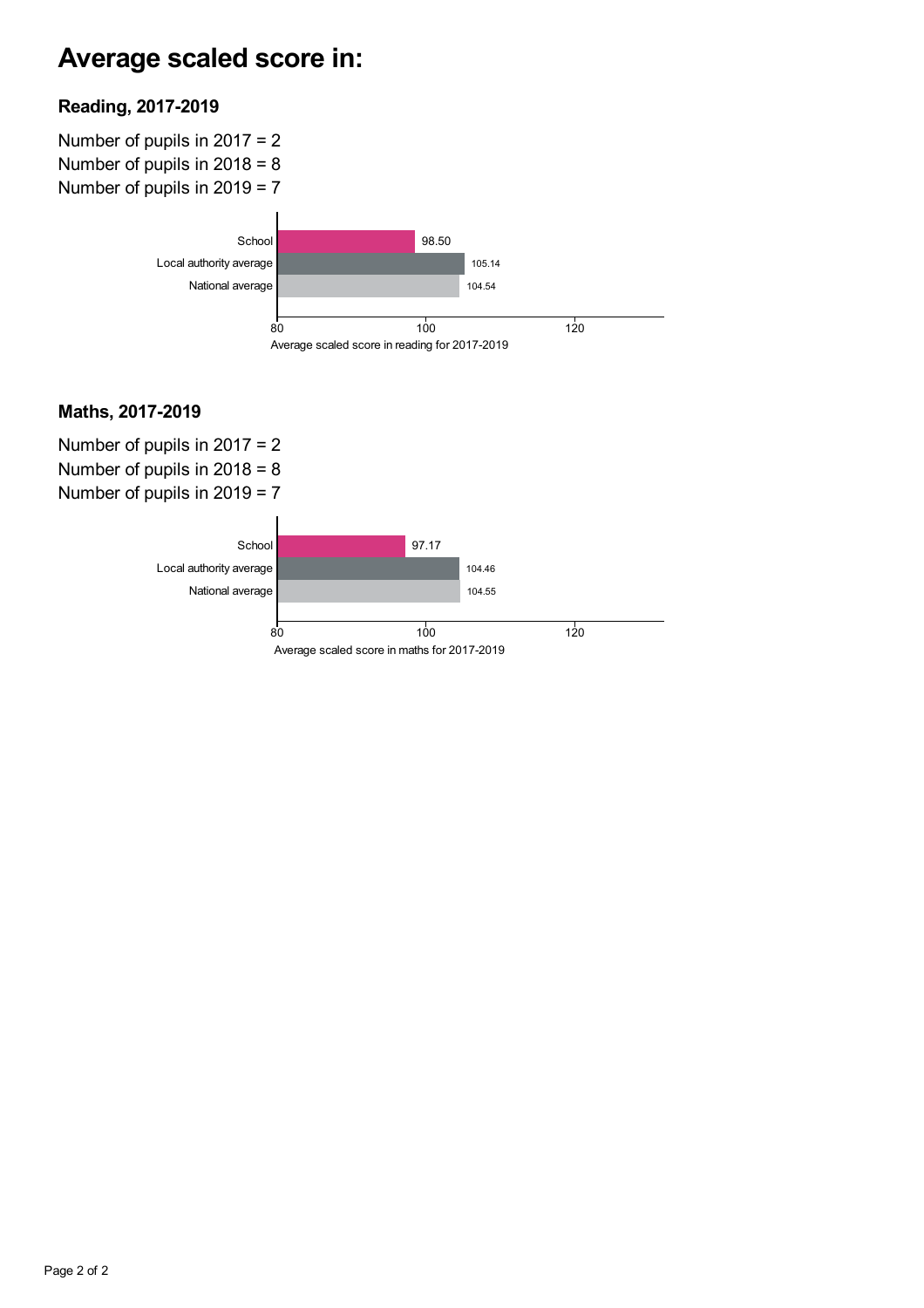# Average scaled score in:

### Reading, 2017-2019

Number of pupils in 2017 = 2
Number of pupils in 2018 = 8
Number of pupils in 2019 = 7

School
98.50
Local authority average
105.14
National average
104.54

80
100
120

Average scaled score in reading for 2017-2019

### Maths, 2017-2019

Number of pupils in 2017 = 2
Number of pupils in 2018 = 8
Number of pupils in 2019 = 7

School
97.17
Local authority average
104.46
National average
104.55

80
100
120

Average scaled score in maths for 2017-2019